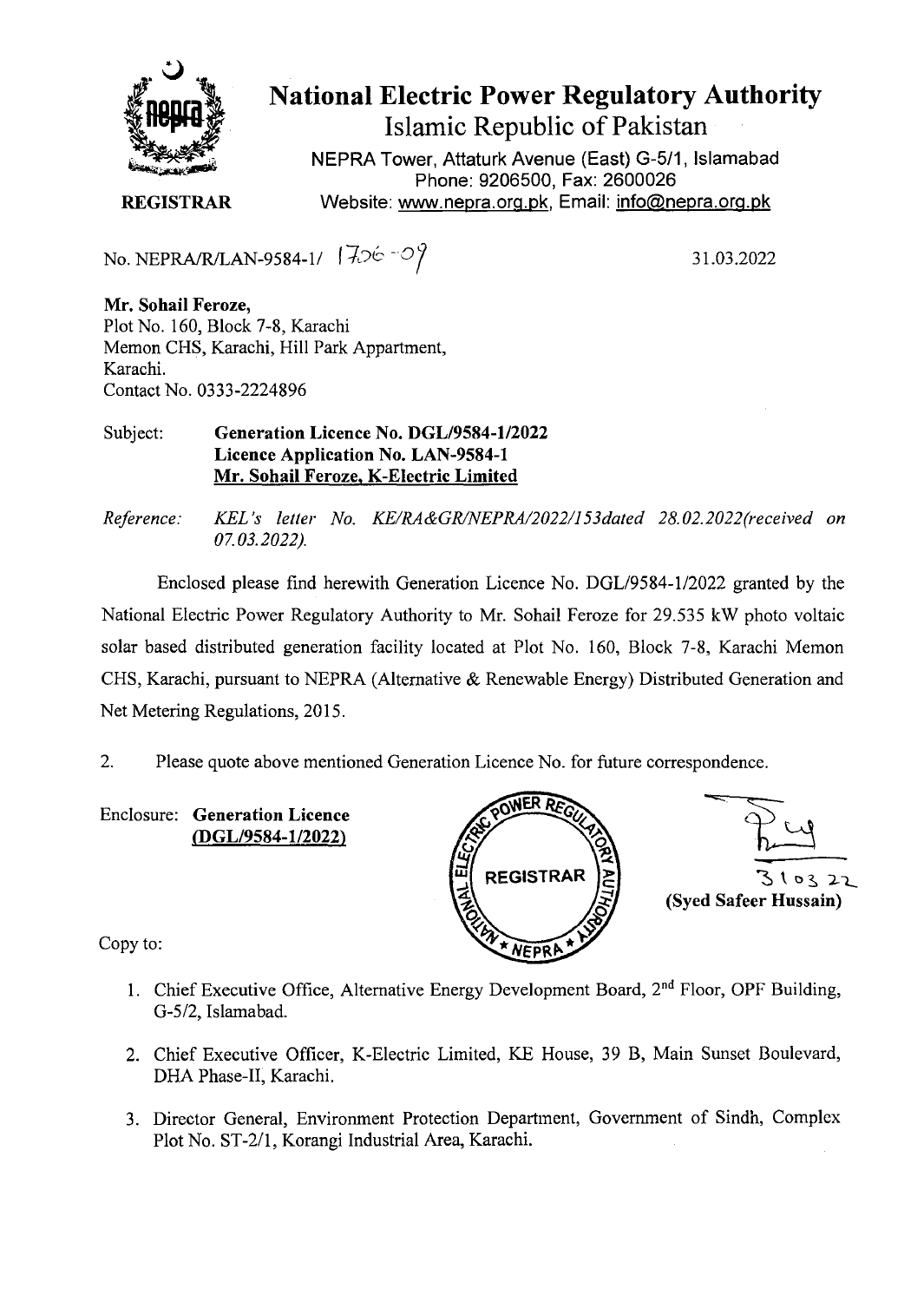# National Electric Power Regulatory Authority

## Islamic Republic of Pakistan

NEPRA Tower, Attaturk Avenue (East) G-5/1, Islamabad
Phone: 9206500, Fax: 2600026
Website: www.nepra.org.pk, Email: info@nepra.org.pk

**REGISTRAR**

No. NEPRA/R/LAN-9584-1/ 1706-09

31.03.2022

**Mr. Sohail Feroze,**
Plot No. 160, Block 7-8, Karachi
Memon CHS, Karachi, Hill Park Appartment,
Karachi.
Contact No. 0333-2224896

Subject: **Generation Licence No. DGL/9584-1/2022**
**Licence Application No. LAN-9584-1**
**Mr. Sohail Feroze, K-Electric Limited**

*Reference: KEL's letter No. KE/RA&GR/NEPRA/2022/153dated 28.02.2022(received on 07.03.2022).*

Enclosed please find herewith Generation Licence No. DGL/9584-1/2022 granted by the National Electric Power Regulatory Authority to Mr. Sohail Feroze for 29.535 kW photo voltaic solar based distributed generation facility located at Plot No. 160, Block 7-8, Karachi Memon CHS, Karachi, pursuant to NEPRA (Alternative & Renewable Energy) Distributed Generation and Net Metering Regulations, 2015.

2. Please quote above mentioned Generation Licence No. for future correspondence.

Enclosure: **Generation Licence**
**(DGL/9584-1/2022)**

31.03.22
**(Syed Safeer Hussain)**

Copy to:

1. Chief Executive Office, Alternative Energy Development Board, 2nd Floor, OPF Building, G-5/2, Islamabad.
2. Chief Executive Officer, K-Electric Limited, KE House, 39 B, Main Sunset Boulevard, DHA Phase-II, Karachi.
3. Director General, Environment Protection Department, Government of Sindh, Complex Plot No. ST-2/1, Korangi Industrial Area, Karachi.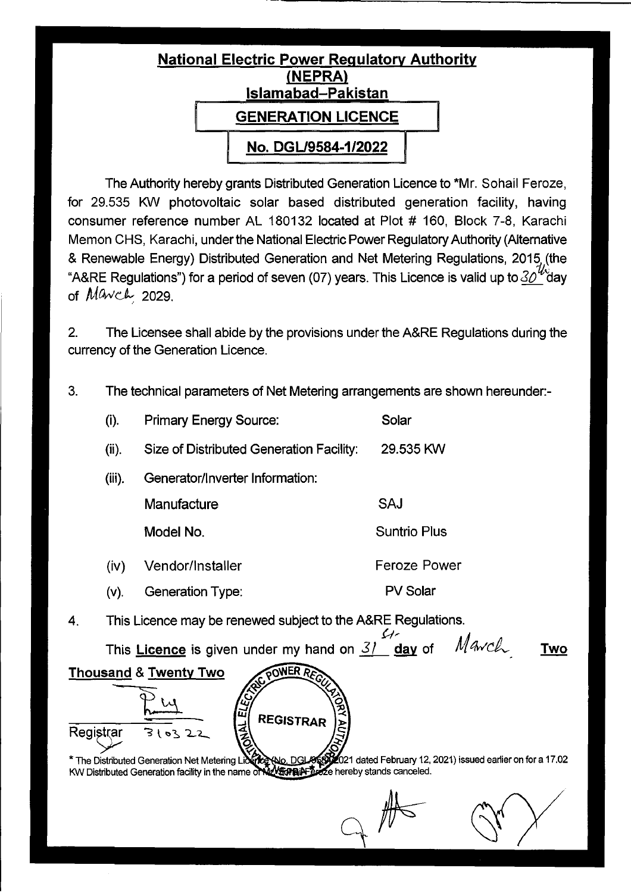# National Electric Power Regulatory Authority
# (NEPRA)
# Islamabad–Pakistan

## GENERATION LICENCE

## No. DGL/9584-1/2022

The Authority hereby grants Distributed Generation Licence to *Mr. Sohail Feroze, for 29.535 KW photovoltaic solar based distributed generation facility, having consumer reference number AL 180132 located at Plot # 160, Block 7-8, Karachi Memon CHS, Karachi, under the National Electric Power Regulatory Authority (Alternative & Renewable Energy) Distributed Generation and Net Metering Regulations, 2015 (the "A&RE Regulations") for a period of seven (07) years. This Licence is valid up to 30th day of March 2029.

2. The Licensee shall abide by the provisions under the A&RE Regulations during the currency of the Generation Licence.

3. The technical parameters of Net Metering arrangements are shown hereunder:-

| | | |
|---|---|---|
| (i). | Primary Energy Source: | Solar |
| (ii). | Size of Distributed Generation Facility: | 29.535 KW |
| (iii). | Generator/Inverter Information: | |
| | Manufacture | SAJ |
| | Model No. | Suntrio Plus |
| (iv) | Vendor/Installer | Feroze Power |
| (v). | Generation Type: | PV Solar |

4. This Licence may be renewed subject to the A&RE Regulations.

This **Licence** is given under my hand on 31st **day** of March **Two Thousand** & **Twenty Two**

Registrar 31.03.22

REGISTRAR

* The Distributed Generation Net Metering Licence (No. DGL/9584/2021 dated February 12, 2021) issued earlier on for a 17.02 KW Distributed Generation facility in the name of Mr. Sohail Feroze hereby stands canceled.